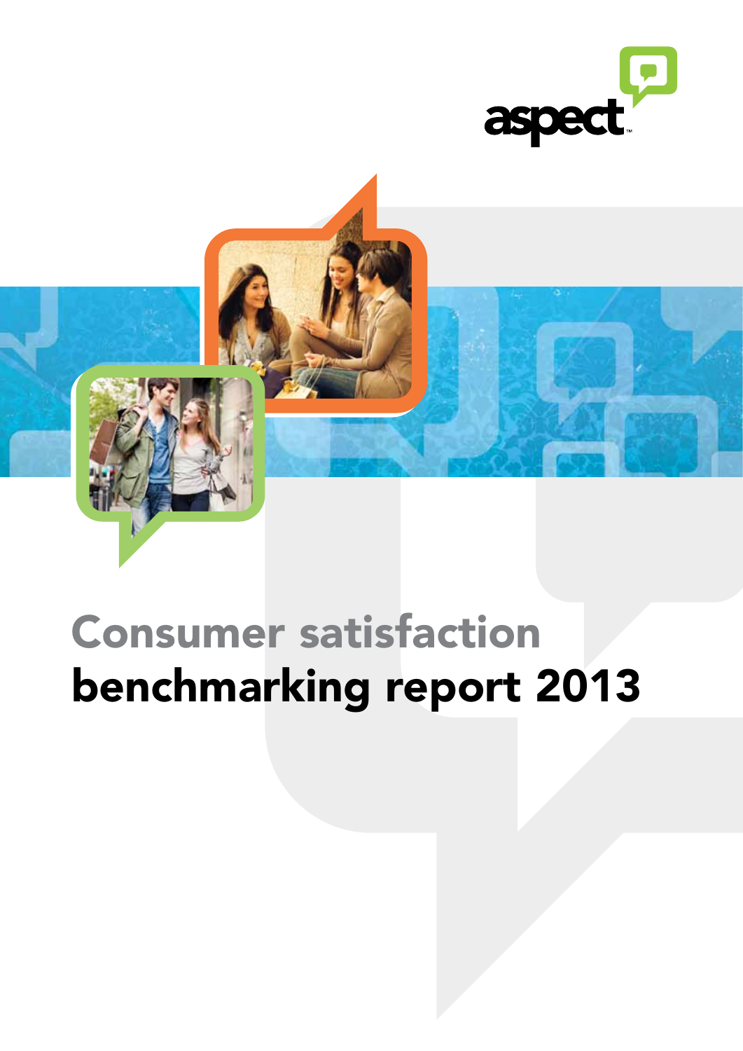aspect™

# Consumer satisfaction benchmarking report 2013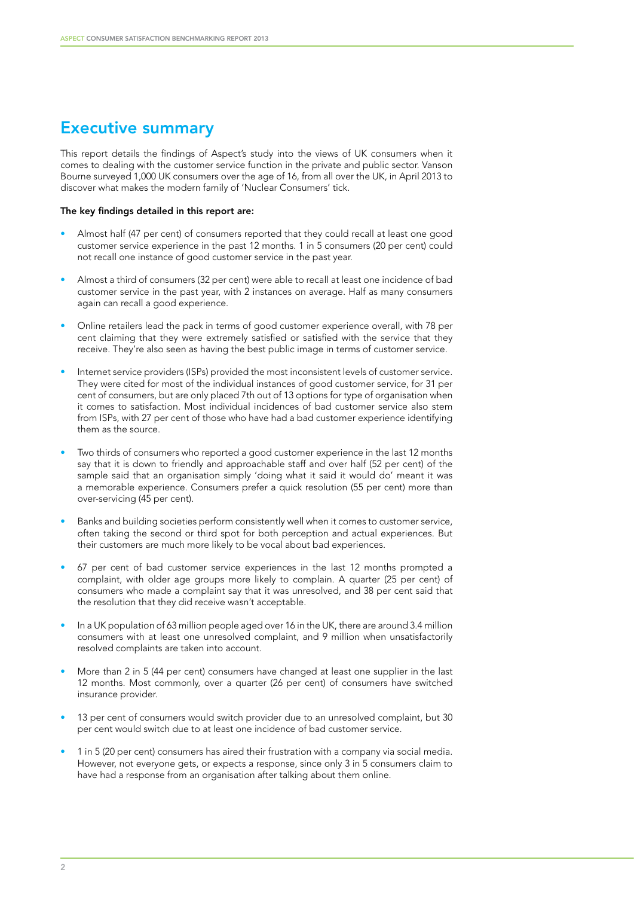## Executive summary

This report details the findings of Aspect's study into the views of UK consumers when it comes to dealing with the customer service function in the private and public sector. Vanson Bourne surveyed 1,000 UK consumers over the age of 16, from all over the UK, in April 2013 to discover what makes the modern family of 'Nuclear Consumers' tick.

**The key findings detailed in this report are:**

- Almost half (47 per cent) of consumers reported that they could recall at least one good customer service experience in the past 12 months. 1 in 5 consumers (20 per cent) could not recall one instance of good customer service in the past year.
- Almost a third of consumers (32 per cent) were able to recall at least one incidence of bad customer service in the past year, with 2 instances on average. Half as many consumers again can recall a good experience.
- Online retailers lead the pack in terms of good customer experience overall, with 78 per cent claiming that they were extremely satisfied or satisfied with the service that they receive. They're also seen as having the best public image in terms of customer service.
- Internet service providers (ISPs) provided the most inconsistent levels of customer service. They were cited for most of the individual instances of good customer service, for 31 per cent of consumers, but are only placed 7th out of 13 options for type of organisation when it comes to satisfaction. Most individual incidences of bad customer service also stem from ISPs, with 27 per cent of those who have had a bad customer experience identifying them as the source.
- Two thirds of consumers who reported a good customer experience in the last 12 months say that it is down to friendly and approachable staff and over half (52 per cent) of the sample said that an organisation simply 'doing what it said it would do' meant it was a memorable experience. Consumers prefer a quick resolution (55 per cent) more than over-servicing (45 per cent).
- Banks and building societies perform consistently well when it comes to customer service, often taking the second or third spot for both perception and actual experiences. But their customers are much more likely to be vocal about bad experiences.
- 67 per cent of bad customer service experiences in the last 12 months prompted a complaint, with older age groups more likely to complain. A quarter (25 per cent) of consumers who made a complaint say that it was unresolved, and 38 per cent said that the resolution that they did receive wasn't acceptable.
- In a UK population of 63 million people aged over 16 in the UK, there are around 3.4 million consumers with at least one unresolved complaint, and 9 million when unsatisfactorily resolved complaints are taken into account.
- More than 2 in 5 (44 per cent) consumers have changed at least one supplier in the last 12 months. Most commonly, over a quarter (26 per cent) of consumers have switched insurance provider.
- 13 per cent of consumers would switch provider due to an unresolved complaint, but 30 per cent would switch due to at least one incidence of bad customer service.
- 1 in 5 (20 per cent) consumers has aired their frustration with a company via social media. However, not everyone gets, or expects a response, since only 3 in 5 consumers claim to have had a response from an organisation after talking about them online.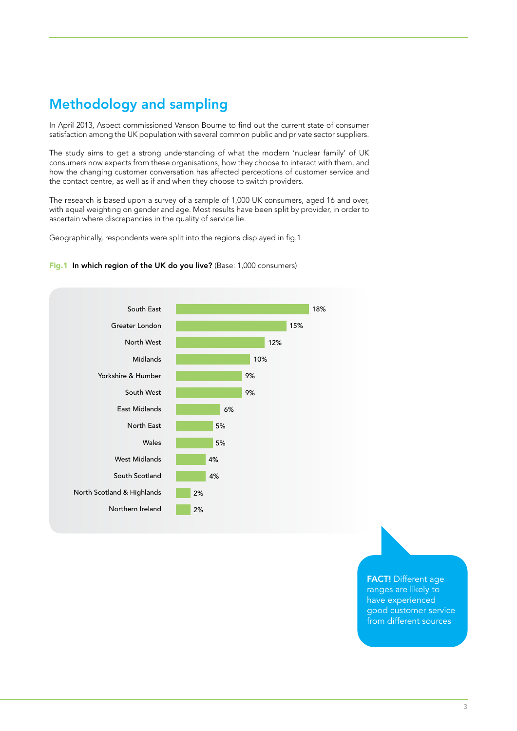## Methodology and sampling

In April 2013, Aspect commissioned Vanson Bourne to find out the current state of consumer satisfaction among the UK population with several common public and private sector suppliers.

The study aims to get a strong understanding of what the modern 'nuclear family' of UK consumers now expects from these organisations, how they choose to interact with them, and how the changing customer conversation has affected perceptions of customer service and the contact centre, as well as if and when they choose to switch providers.

The research is based upon a survey of a sample of 1,000 UK consumers, aged 16 and over, with equal weighting on gender and age. Most results have been split by provider, in order to ascertain where discrepancies in the quality of service lie.

Geographically, respondents were split into the regions displayed in fig.1.

**Fig.1 In which region of the UK do you live?** (Base: 1,000 consumers)

| Region | % |
|---|---|
| South East | 18% |
| Greater London | 15% |
| North West | 12% |
| Midlands | 10% |
| Yorkshire & Humber | 9% |
| South West | 9% |
| East Midlands | 6% |
| North East | 5% |
| Wales | 5% |
| West Midlands | 4% |
| South Scotland | 4% |
| North Scotland & Highlands | 2% |
| Northern Ireland | 2% |

**FACT!** Different age ranges are likely to have experienced good customer service from different sources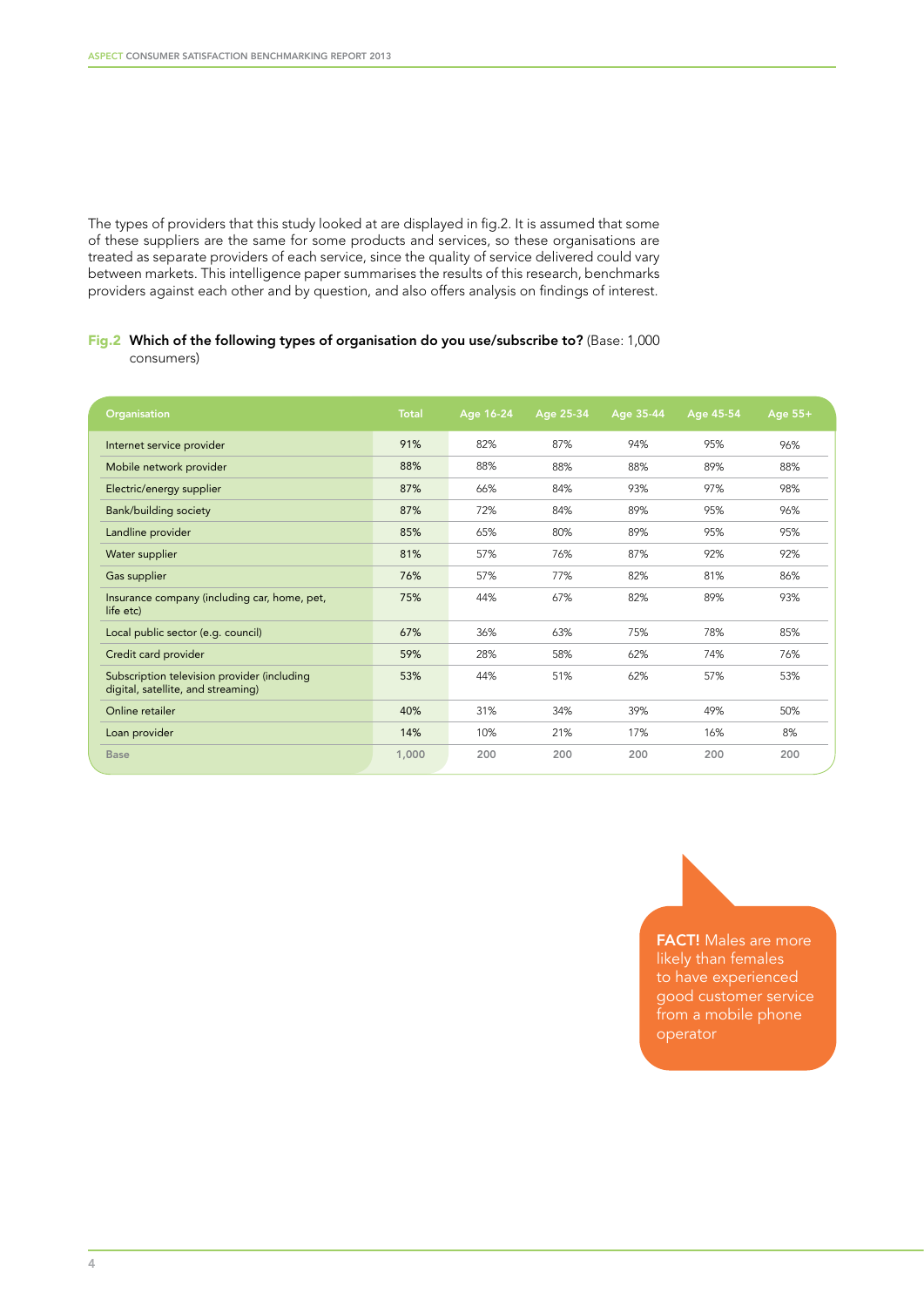The types of providers that this study looked at are displayed in fig.2. It is assumed that some of these suppliers are the same for some products and services, so these organisations are treated as separate providers of each service, since the quality of service delivered could vary between markets. This intelligence paper summarises the results of this research, benchmarks providers against each other and by question, and also offers analysis on findings of interest.

**Fig.2 Which of the following types of organisation do you use/subscribe to?** (Base: 1,000 consumers)

| Organisation | Total | Age 16-24 | Age 25-34 | Age 35-44 | Age 45-54 | Age 55+ |
|---|---|---|---|---|---|---|
| Internet service provider | 91% | 82% | 87% | 94% | 95% | 96% |
| Mobile network provider | 88% | 88% | 88% | 88% | 89% | 88% |
| Electric/energy supplier | 87% | 66% | 84% | 93% | 97% | 98% |
| Bank/building society | 87% | 72% | 84% | 89% | 95% | 96% |
| Landline provider | 85% | 65% | 80% | 89% | 95% | 95% |
| Water supplier | 81% | 57% | 76% | 87% | 92% | 92% |
| Gas supplier | 76% | 57% | 77% | 82% | 81% | 86% |
| Insurance company (including car, home, pet, life etc) | 75% | 44% | 67% | 82% | 89% | 93% |
| Local public sector (e.g. council) | 67% | 36% | 63% | 75% | 78% | 85% |
| Credit card provider | 59% | 28% | 58% | 62% | 74% | 76% |
| Subscription television provider (including digital, satellite, and streaming) | 53% | 44% | 51% | 62% | 57% | 53% |
| Online retailer | 40% | 31% | 34% | 39% | 49% | 50% |
| Loan provider | 14% | 10% | 21% | 17% | 16% | 8% |
| Base | 1,000 | 200 | 200 | 200 | 200 | 200 |

**FACT!** Males are more likely than females to have experienced good customer service from a mobile phone operator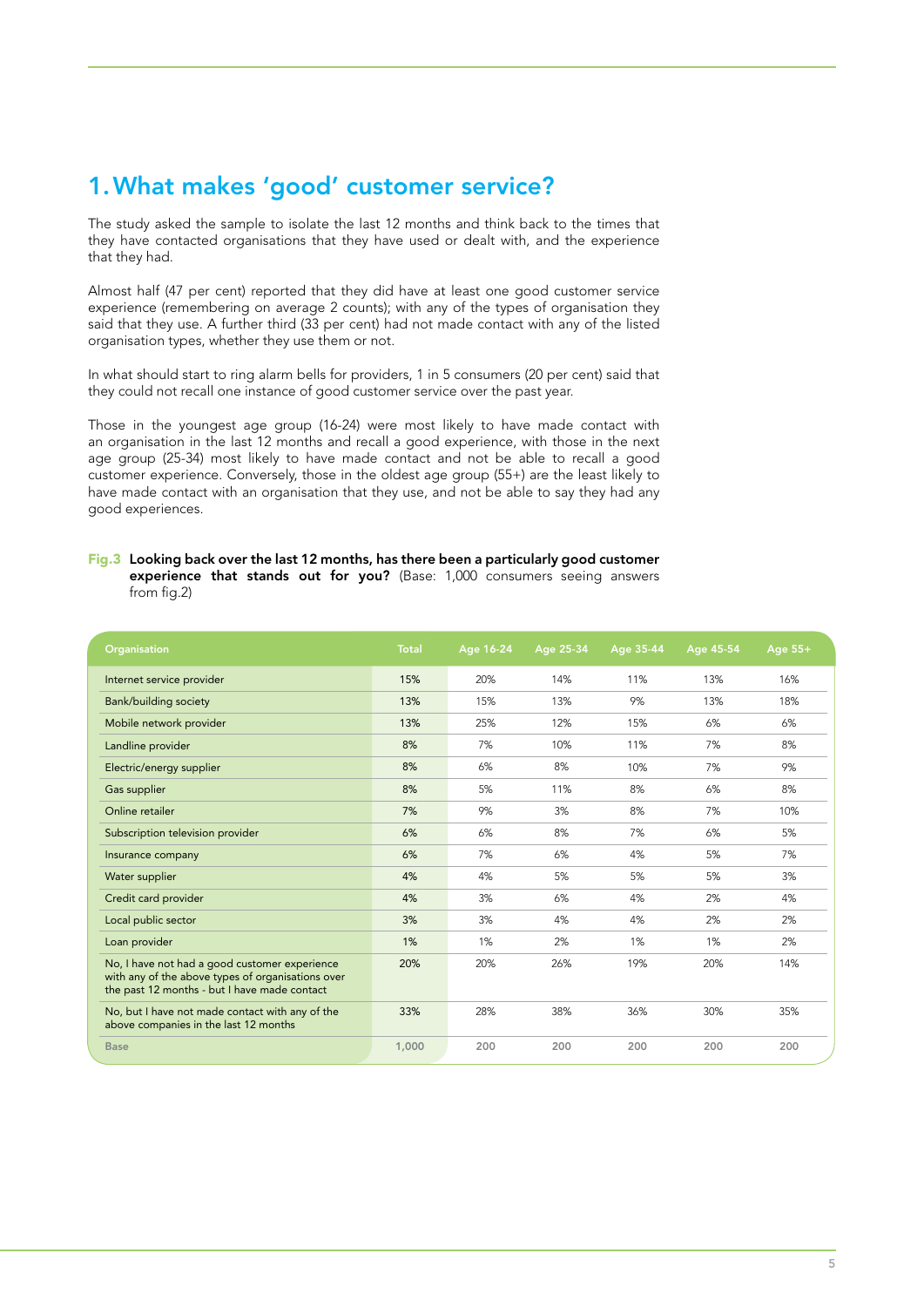# 1. What makes 'good' customer service?

The study asked the sample to isolate the last 12 months and think back to the times that they have contacted organisations that they have used or dealt with, and the experience that they had.

Almost half (47 per cent) reported that they did have at least one good customer service experience (remembering on average 2 counts); with any of the types of organisation they said that they use. A further third (33 per cent) had not made contact with any of the listed organisation types, whether they use them or not.

In what should start to ring alarm bells for providers, 1 in 5 consumers (20 per cent) said that they could not recall one instance of good customer service over the past year.

Those in the youngest age group (16-24) were most likely to have made contact with an organisation in the last 12 months and recall a good experience, with those in the next age group (25-34) most likely to have made contact and not be able to recall a good customer experience. Conversely, those in the oldest age group (55+) are the least likely to have made contact with an organisation that they use, and not be able to say they had any good experiences.

**Fig.3 Looking back over the last 12 months, has there been a particularly good customer experience that stands out for you?** (Base: 1,000 consumers seeing answers from fig.2)

| Organisation | Total | Age 16-24 | Age 25-34 | Age 35-44 | Age 45-54 | Age 55+ |
|---|---|---|---|---|---|---|
| Internet service provider | 15% | 20% | 14% | 11% | 13% | 16% |
| Bank/building society | 13% | 15% | 13% | 9% | 13% | 18% |
| Mobile network provider | 13% | 25% | 12% | 15% | 6% | 6% |
| Landline provider | 8% | 7% | 10% | 11% | 7% | 8% |
| Electric/energy supplier | 8% | 6% | 8% | 10% | 7% | 9% |
| Gas supplier | 8% | 5% | 11% | 8% | 6% | 8% |
| Online retailer | 7% | 9% | 3% | 8% | 7% | 10% |
| Subscription television provider | 6% | 6% | 8% | 7% | 6% | 5% |
| Insurance company | 6% | 7% | 6% | 4% | 5% | 7% |
| Water supplier | 4% | 4% | 5% | 5% | 5% | 3% |
| Credit card provider | 4% | 3% | 6% | 4% | 2% | 4% |
| Local public sector | 3% | 3% | 4% | 4% | 2% | 2% |
| Loan provider | 1% | 1% | 2% | 1% | 1% | 2% |
| No, I have not had a good customer experience with any of the above types of organisations over the past 12 months - but I have made contact | 20% | 20% | 26% | 19% | 20% | 14% |
| No, but I have not made contact with any of the above companies in the last 12 months | 33% | 28% | 38% | 36% | 30% | 35% |
| Base | 1,000 | 200 | 200 | 200 | 200 | 200 |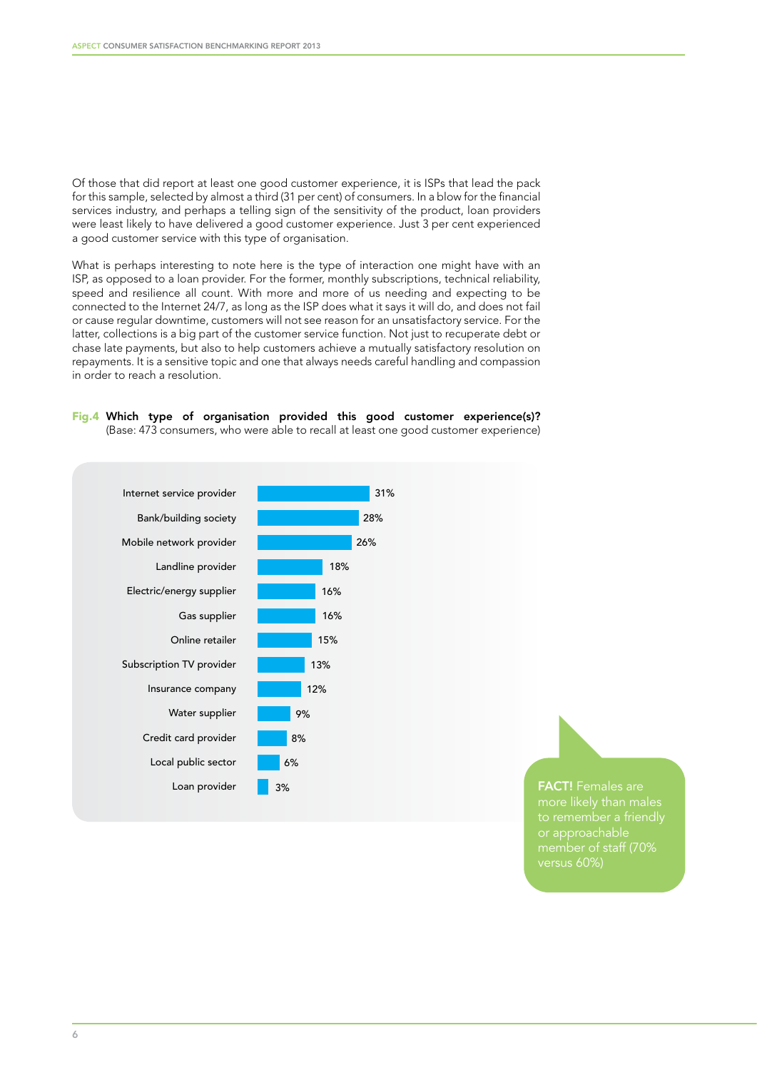Of those that did report at least one good customer experience, it is ISPs that lead the pack for this sample, selected by almost a third (31 per cent) of consumers. In a blow for the financial services industry, and perhaps a telling sign of the sensitivity of the product, loan providers were least likely to have delivered a good customer experience. Just 3 per cent experienced a good customer service with this type of organisation.

What is perhaps interesting to note here is the type of interaction one might have with an ISP, as opposed to a loan provider. For the former, monthly subscriptions, technical reliability, speed and resilience all count. With more and more of us needing and expecting to be connected to the Internet 24/7, as long as the ISP does what it says it will do, and does not fail or cause regular downtime, customers will not see reason for an unsatisfactory service. For the latter, collections is a big part of the customer service function. Not just to recuperate debt or chase late payments, but also to help customers achieve a mutually satisfactory resolution on repayments. It is a sensitive topic and one that always needs careful handling and compassion in order to reach a resolution.

**Fig.4 Which type of organisation provided this good customer experience(s)?**
(Base: 473 consumers, who were able to recall at least one good customer experience)

| Organisation | % |
|---|---|
| Internet service provider | 31% |
| Bank/building society | 28% |
| Mobile network provider | 26% |
| Landline provider | 18% |
| Electric/energy supplier | 16% |
| Gas supplier | 16% |
| Online retailer | 15% |
| Subscription TV provider | 13% |
| Insurance company | 12% |
| Water supplier | 9% |
| Credit card provider | 8% |
| Local public sector | 6% |
| Loan provider | 3% |

**FACT!** Females are more likely than males to remember a friendly or approachable member of staff (70% versus 60%)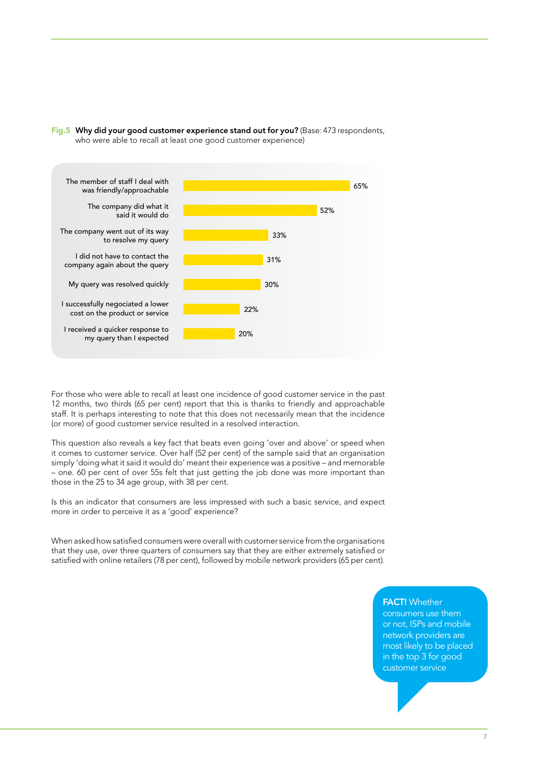**Fig.5 Why did your good customer experience stand out for you?** (Base: 473 respondents, who were able to recall at least one good customer experience)

| Reason | % |
|---|---|
| The member of staff I deal with was friendly/approachable | 65% |
| The company did what it said it would do | 52% |
| The company went out of its way to resolve my query | 33% |
| I did not have to contact the company again about the query | 31% |
| My query was resolved quickly | 30% |
| I successfully negotiated a lower cost on the product or service | 22% |
| I received a quicker response to my query than I expected | 20% |

For those who were able to recall at least one incidence of good customer service in the past 12 months, two thirds (65 per cent) report that this is thanks to friendly and approachable staff. It is perhaps interesting to note that this does not necessarily mean that the incidence (or more) of good customer service resulted in a resolved interaction.

This question also reveals a key fact that beats even going 'over and above' or speed when it comes to customer service. Over half (52 per cent) of the sample said that an organisation simply 'doing what it said it would do' meant their experience was a positive – and memorable – one. 60 per cent of over 55s felt that just getting the job done was more important than those in the 25 to 34 age group, with 38 per cent.

Is this an indicator that consumers are less impressed with such a basic service, and expect more in order to perceive it as a 'good' experience?

When asked how satisfied consumers were overall with customer service from the organisations that they use, over three quarters of consumers say that they are either extremely satisfied or satisfied with online retailers (78 per cent), followed by mobile network providers (65 per cent).

**FACT!** Whether consumers use them or not, ISPs and mobile network providers are most likely to be placed in the top 3 for good customer service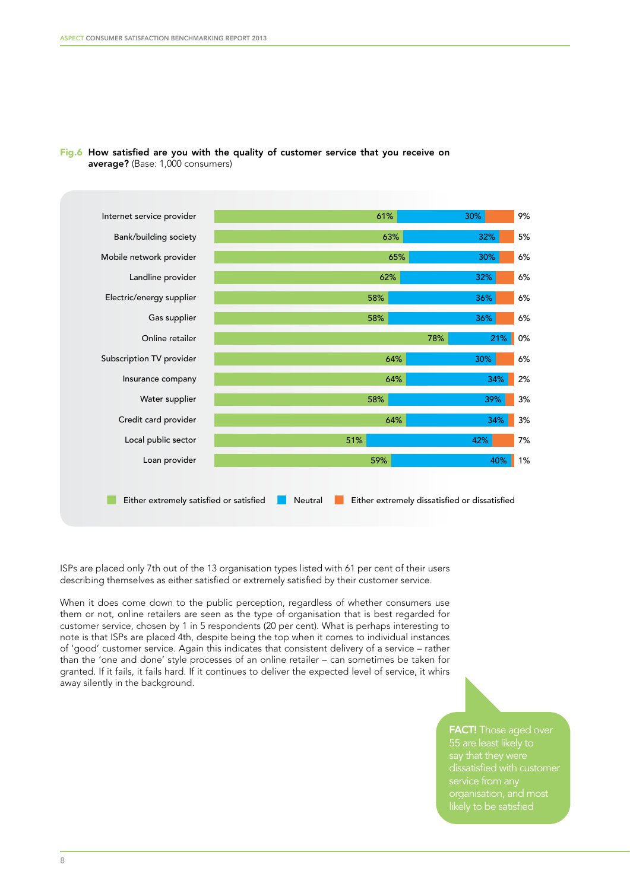**Fig.6 How satisfied are you with the quality of customer service that you receive on average?** (Base: 1,000 consumers)

| | Either extremely satisfied or satisfied | Neutral | Either extremely dissatisfied or dissatisfied |
|---|---|---|---|
| Internet service provider | 61% | 30% | 9% |
| Bank/building society | 63% | 32% | 5% |
| Mobile network provider | 65% | 30% | 6% |
| Landline provider | 62% | 32% | 6% |
| Electric/energy supplier | 58% | 36% | 6% |
| Gas supplier | 58% | 36% | 6% |
| Online retailer | 78% | 21% | 0% |
| Subscription TV provider | 64% | 30% | 6% |
| Insurance company | 64% | 34% | 2% |
| Water supplier | 58% | 39% | 3% |
| Credit card provider | 64% | 34% | 3% |
| Local public sector | 51% | 42% | 7% |
| Loan provider | 59% | 40% | 1% |

ISPs are placed only 7th out of the 13 organisation types listed with 61 per cent of their users describing themselves as either satisfied or extremely satisfied by their customer service.

When it does come down to the public perception, regardless of whether consumers use them or not, online retailers are seen as the type of organisation that is best regarded for customer service, chosen by 1 in 5 respondents (20 per cent). What is perhaps interesting to note is that ISPs are placed 4th, despite being the top when it comes to individual instances of 'good' customer service. Again this indicates that consistent delivery of a service – rather than the 'one and done' style processes of an online retailer – can sometimes be taken for granted. If it fails, it fails hard. If it continues to deliver the expected level of service, it whirs away silently in the background.

**FACT!** Those aged over 55 are least likely to say that they were dissatisfied with customer service from any organisation, and most likely to be satisfied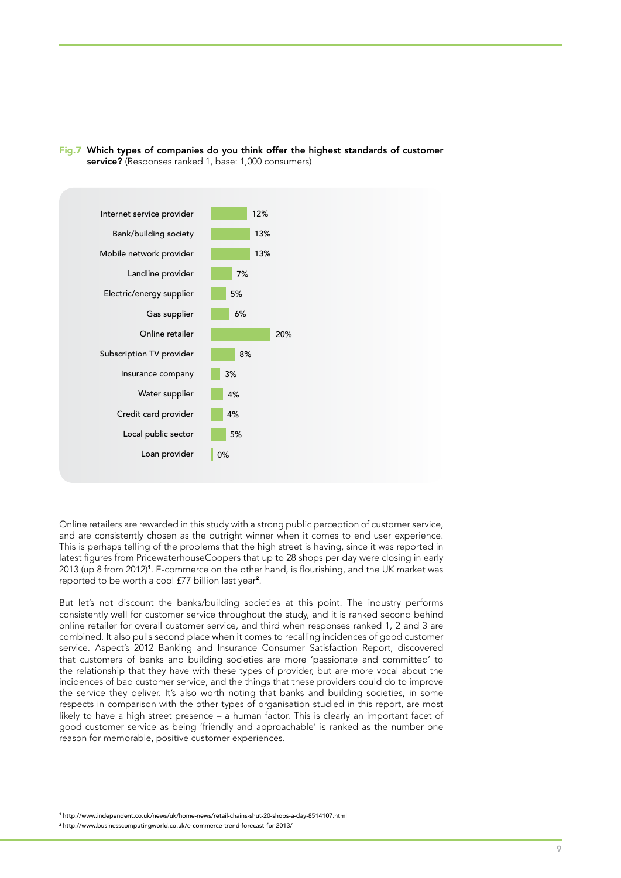**Fig.7 Which types of companies do you think offer the highest standards of customer service?** (Responses ranked 1, base: 1,000 consumers)

| Company type | % |
| --- | --- |
| Internet service provider | 12% |
| Bank/building society | 13% |
| Mobile network provider | 13% |
| Landline provider | 7% |
| Electric/energy supplier | 5% |
| Gas supplier | 6% |
| Online retailer | 20% |
| Subscription TV provider | 8% |
| Insurance company | 3% |
| Water supplier | 4% |
| Credit card provider | 4% |
| Local public sector | 5% |
| Loan provider | 0% |

Online retailers are rewarded in this study with a strong public perception of customer service, and are consistently chosen as the outright winner when it comes to end user experience. This is perhaps telling of the problems that the high street is having, since it was reported in latest figures from PricewaterhouseCoopers that up to 28 shops per day were closing in early 2013 (up 8 from 2012)[1]. E-commerce on the other hand, is flourishing, and the UK market was reported to be worth a cool £77 billion last year[2].

But let's not discount the banks/building societies at this point. The industry performs consistently well for customer service throughout the study, and it is ranked second behind online retailer for overall customer service, and third when responses ranked 1, 2 and 3 are combined. It also pulls second place when it comes to recalling incidences of good customer service. Aspect's 2012 Banking and Insurance Consumer Satisfaction Report, discovered that customers of banks and building societies are more 'passionate and committed' to the relationship that they have with these types of provider, but are more vocal about the incidences of bad customer service, and the things that these providers could do to improve the service they deliver. It's also worth noting that banks and building societies, in some respects in comparison with the other types of organisation studied in this report, are most likely to have a high street presence – a human factor. This is clearly an important facet of good customer service as being 'friendly and approachable' is ranked as the number one reason for memorable, positive customer experiences.

[1] http://www.independent.co.uk/news/uk/home-news/retail-chains-shut-20-shops-a-day-8514107.html
[2] http://www.businesscomputingworld.co.uk/e-commerce-trend-forecast-for-2013/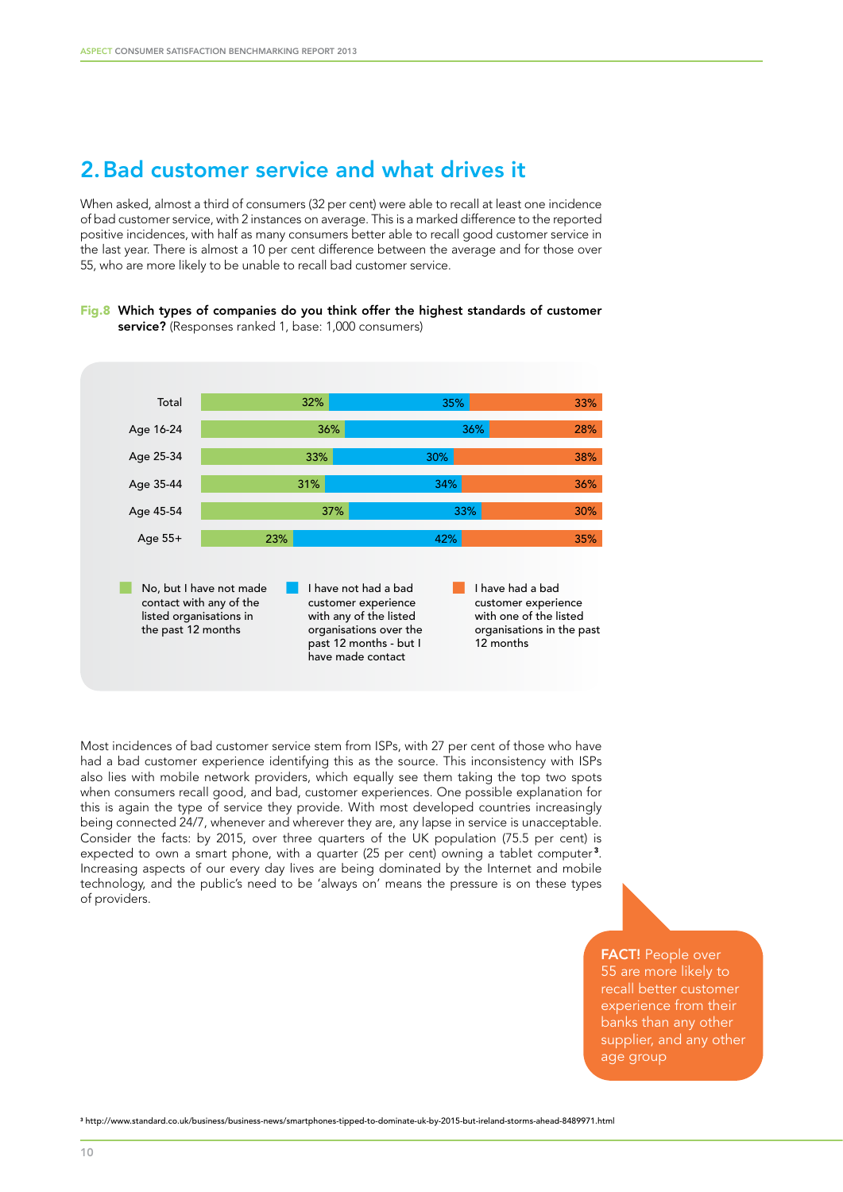## 2. Bad customer service and what drives it

When asked, almost a third of consumers (32 per cent) were able to recall at least one incidence of bad customer service, with 2 instances on average. This is a marked difference to the reported positive incidences, with half as many consumers better able to recall good customer service in the last year. There is almost a 10 per cent difference between the average and for those over 55, who are more likely to be unable to recall bad customer service.

**Fig.8 Which types of companies do you think offer the highest standards of customer service?** (Responses ranked 1, base: 1,000 consumers)

| | No, but I have not made contact with any of the listed organisations in the past 12 months | I have not had a bad customer experience with any of the listed organisations over the past 12 months - but I have made contact | I have had a bad customer experience with one of the listed organisations in the past 12 months |
|---|---|---|---|
| Total | 32% | 35% | 33% |
| Age 16-24 | 36% | 36% | 28% |
| Age 25-34 | 33% | 30% | 38% |
| Age 35-44 | 31% | 34% | 36% |
| Age 45-54 | 37% | 33% | 30% |
| Age 55+ | 23% | 42% | 35% |

Most incidences of bad customer service stem from ISPs, with 27 per cent of those who have had a bad customer experience identifying this as the source. This inconsistency with ISPs also lies with mobile network providers, which equally see them taking the top two spots when consumers recall good, and bad, customer experiences. One possible explanation for this is again the type of service they provide. With most developed countries increasingly being connected 24/7, whenever and wherever they are, any lapse in service is unacceptable. Consider the facts: by 2015, over three quarters of the UK population (75.5 per cent) is expected to own a smart phone, with a quarter (25 per cent) owning a tablet computer[3]. Increasing aspects of our every day lives are being dominated by the Internet and mobile technology, and the public's need to be 'always on' means the pressure is on these types of providers.

**FACT!** People over 55 are more likely to recall better customer experience from their banks than any other supplier, and any other age group

[3] http://www.standard.co.uk/business/business-news/smartphones-tipped-to-dominate-uk-by-2015-but-ireland-storms-ahead-8489971.html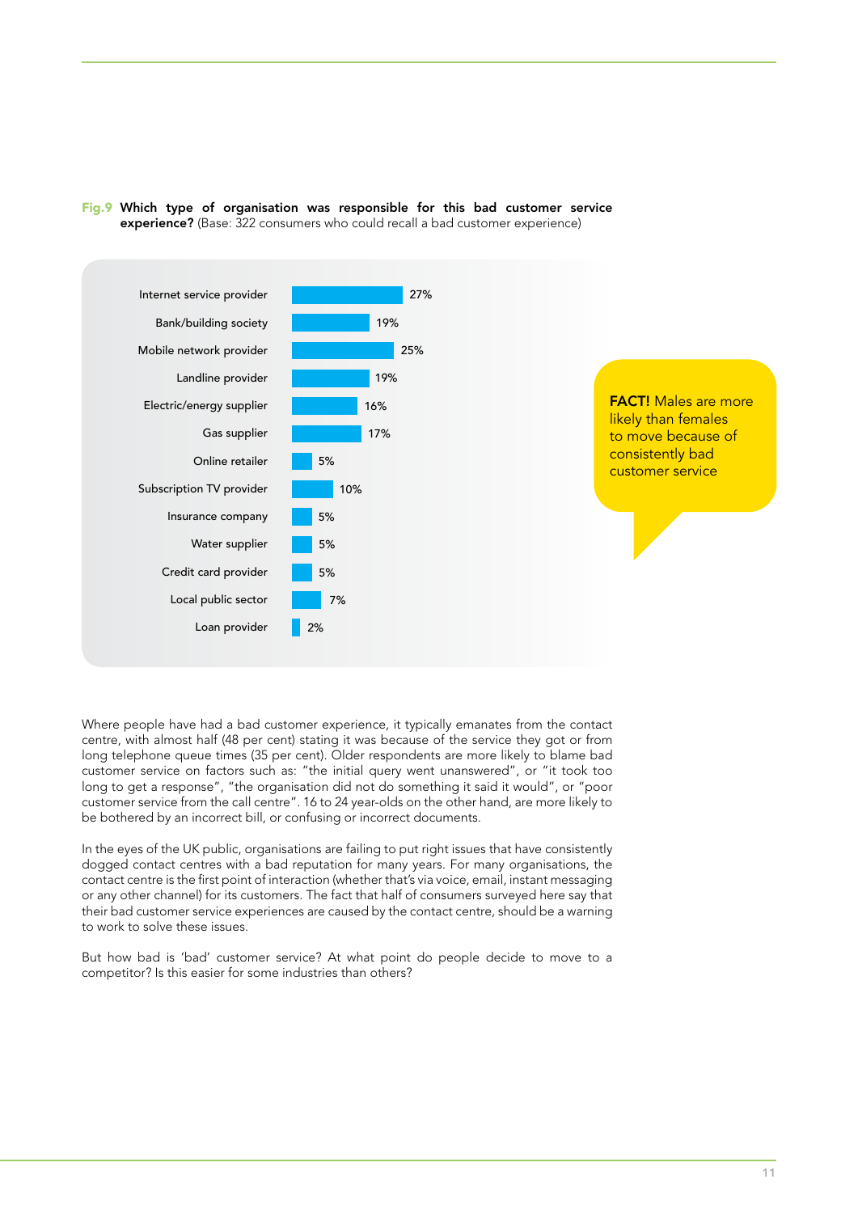**Fig.9 Which type of organisation was responsible for this bad customer service experience?** (Base: 322 consumers who could recall a bad customer experience)

| Organisation | % |
|---|---|
| Internet service provider | 27% |
| Bank/building society | 19% |
| Mobile network provider | 25% |
| Landline provider | 19% |
| Electric/energy supplier | 16% |
| Gas supplier | 17% |
| Online retailer | 5% |
| Subscription TV provider | 10% |
| Insurance company | 5% |
| Water supplier | 5% |
| Credit card provider | 5% |
| Local public sector | 7% |
| Loan provider | 2% |

**FACT!** Males are more likely than females to move because of consistently bad customer service

Where people have had a bad customer experience, it typically emanates from the contact centre, with almost half (48 per cent) stating it was because of the service they got or from long telephone queue times (35 per cent). Older respondents are more likely to blame bad customer service on factors such as: "the initial query went unanswered", or "it took too long to get a response", "the organisation did not do something it said it would", or "poor customer service from the call centre". 16 to 24 year-olds on the other hand, are more likely to be bothered by an incorrect bill, or confusing or incorrect documents.

In the eyes of the UK public, organisations are failing to put right issues that have consistently dogged contact centres with a bad reputation for many years. For many organisations, the contact centre is the first point of interaction (whether that's via voice, email, instant messaging or any other channel) for its customers. The fact that half of consumers surveyed here say that their bad customer service experiences are caused by the contact centre, should be a warning to work to solve these issues.

But how bad is 'bad' customer service? At what point do people decide to move to a competitor? Is this easier for some industries than others?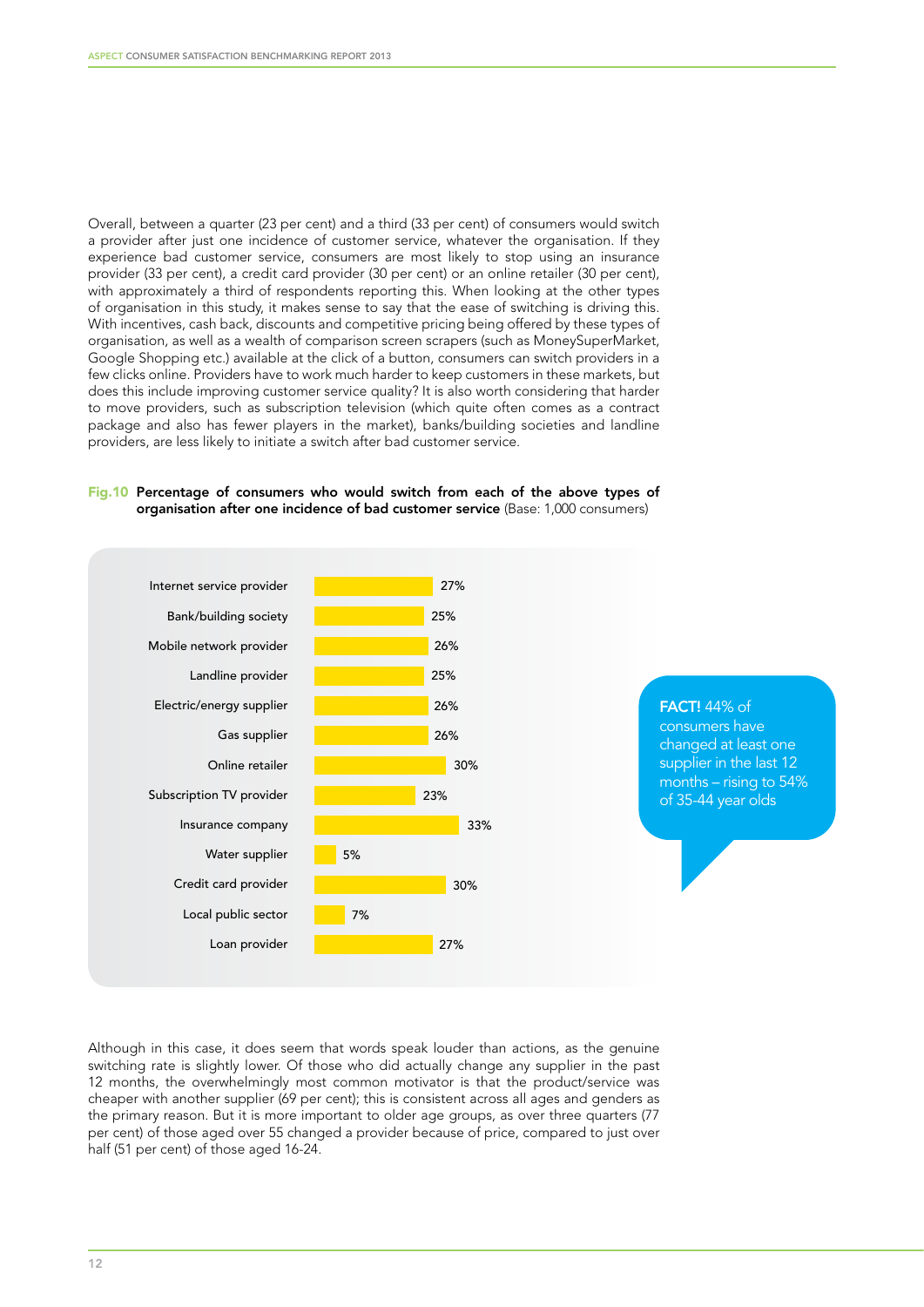Overall, between a quarter (23 per cent) and a third (33 per cent) of consumers would switch a provider after just one incidence of customer service, whatever the organisation. If they experience bad customer service, consumers are most likely to stop using an insurance provider (33 per cent), a credit card provider (30 per cent) or an online retailer (30 per cent), with approximately a third of respondents reporting this. When looking at the other types of organisation in this study, it makes sense to say that the ease of switching is driving this. With incentives, cash back, discounts and competitive pricing being offered by these types of organisation, as well as a wealth of comparison screen scrapers (such as MoneySuperMarket, Google Shopping etc.) available at the click of a button, consumers can switch providers in a few clicks online. Providers have to work much harder to keep customers in these markets, but does this include improving customer service quality? It is also worth considering that harder to move providers, such as subscription television (which quite often comes as a contract package and also has fewer players in the market), banks/building societies and landline providers, are less likely to initiate a switch after bad customer service.

**Fig.10 Percentage of consumers who would switch from each of the above types of organisation after one incidence of bad customer service** (Base: 1,000 consumers)

| Type of organisation | % |
| --- | --- |
| Internet service provider | 27% |
| Bank/building society | 25% |
| Mobile network provider | 26% |
| Landline provider | 25% |
| Electric/energy supplier | 26% |
| Gas supplier | 26% |
| Online retailer | 30% |
| Subscription TV provider | 23% |
| Insurance company | 33% |
| Water supplier | 5% |
| Credit card provider | 30% |
| Local public sector | 7% |
| Loan provider | 27% |

**FACT!** 44% of consumers have changed at least one supplier in the last 12 months – rising to 54% of 35-44 year olds

Although in this case, it does seem that words speak louder than actions, as the genuine switching rate is slightly lower. Of those who did actually change any supplier in the past 12 months, the overwhelmingly most common motivator is that the product/service was cheaper with another supplier (69 per cent); this is consistent across all ages and genders as the primary reason. But it is more important to older age groups, as over three quarters (77 per cent) of those aged over 55 changed a provider because of price, compared to just over half (51 per cent) of those aged 16-24.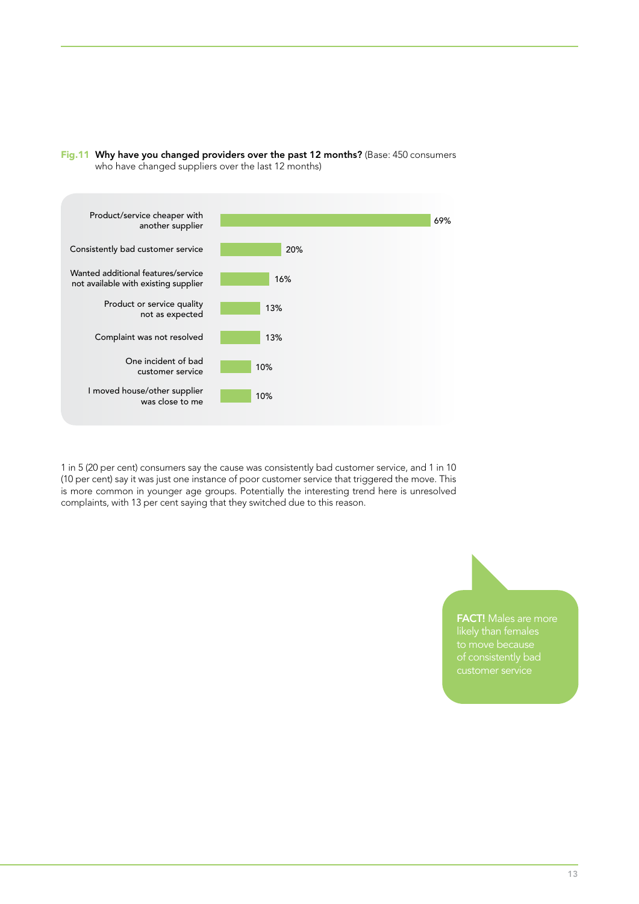**Fig.11 Why have you changed providers over the past 12 months?** (Base: 450 consumers who have changed suppliers over the last 12 months)

| Reason | % |
|---|---|
| Product/service cheaper with another supplier | 69% |
| Consistently bad customer service | 20% |
| Wanted additional features/service not available with existing supplier | 16% |
| Product or service quality not as expected | 13% |
| Complaint was not resolved | 13% |
| One incident of bad customer service | 10% |
| I moved house/other supplier was close to me | 10% |

1 in 5 (20 per cent) consumers say the cause was consistently bad customer service, and 1 in 10 (10 per cent) say it was just one instance of poor customer service that triggered the move. This is more common in younger age groups. Potentially the interesting trend here is unresolved complaints, with 13 per cent saying that they switched due to this reason.

**FACT!** Males are more likely than females to move because of consistently bad customer service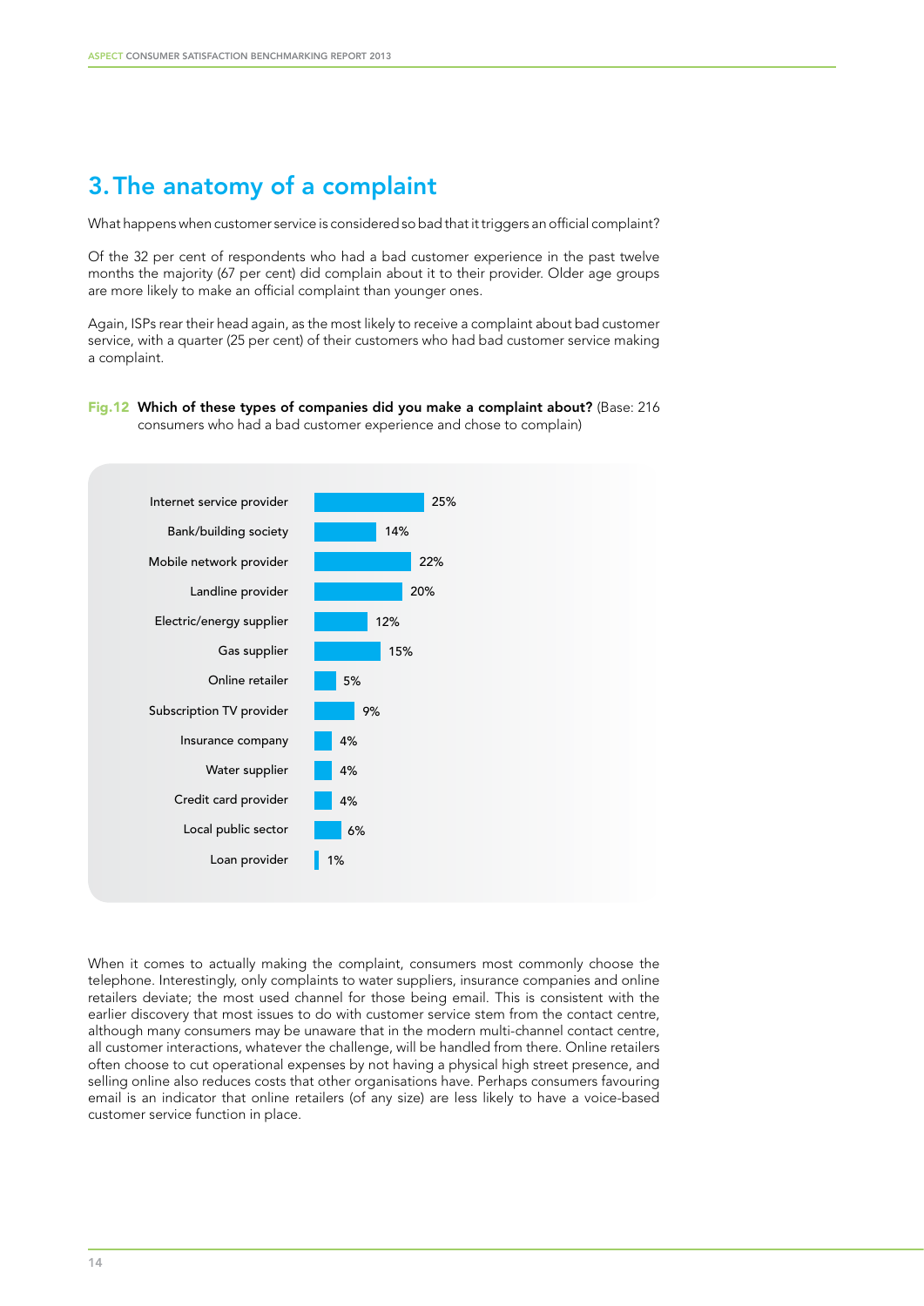## 3. The anatomy of a complaint

What happens when customer service is considered so bad that it triggers an official complaint?

Of the 32 per cent of respondents who had a bad customer experience in the past twelve months the majority (67 per cent) did complain about it to their provider. Older age groups are more likely to make an official complaint than younger ones.

Again, ISPs rear their head again, as the most likely to receive a complaint about bad customer service, with a quarter (25 per cent) of their customers who had bad customer service making a complaint.

**Fig.12 Which of these types of companies did you make a complaint about?** (Base: 216 consumers who had a bad customer experience and chose to complain)

| Company type | % |
|---|---|
| Internet service provider | 25% |
| Bank/building society | 14% |
| Mobile network provider | 22% |
| Landline provider | 20% |
| Electric/energy supplier | 12% |
| Gas supplier | 15% |
| Online retailer | 5% |
| Subscription TV provider | 9% |
| Insurance company | 4% |
| Water supplier | 4% |
| Credit card provider | 4% |
| Local public sector | 6% |
| Loan provider | 1% |

When it comes to actually making the complaint, consumers most commonly choose the telephone. Interestingly, only complaints to water suppliers, insurance companies and online retailers deviate; the most used channel for those being email. This is consistent with the earlier discovery that most issues to do with customer service stem from the contact centre, although many consumers may be unaware that in the modern multi-channel contact centre, all customer interactions, whatever the challenge, will be handled from there. Online retailers often choose to cut operational expenses by not having a physical high street presence, and selling online also reduces costs that other organisations have. Perhaps consumers favouring email is an indicator that online retailers (of any size) are less likely to have a voice-based customer service function in place.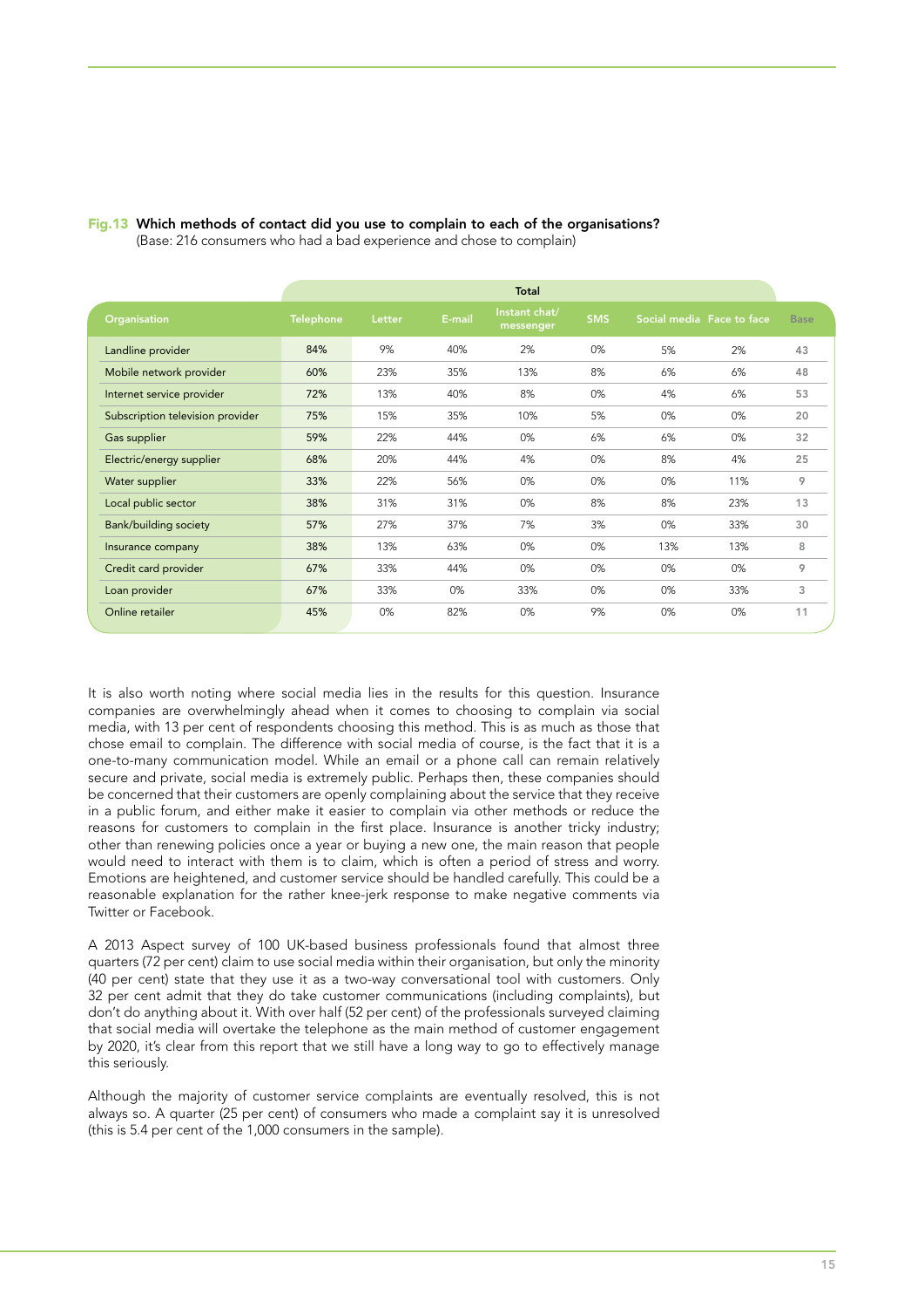**Fig.13 Which methods of contact did you use to complain to each of the organisations?**
(Base: 216 consumers who had a bad experience and chose to complain)

| | Total | | | | | | | |
|---|---|---|---|---|---|---|---|---|
| Organisation | Telephone | Letter | E-mail | Instant chat/ messenger | SMS | Social media | Face to face | Base |
| Landline provider | 84% | 9% | 40% | 2% | 0% | 5% | 2% | 43 |
| Mobile network provider | 60% | 23% | 35% | 13% | 8% | 6% | 6% | 48 |
| Internet service provider | 72% | 13% | 40% | 8% | 0% | 4% | 6% | 53 |
| Subscription television provider | 75% | 15% | 35% | 10% | 5% | 0% | 0% | 20 |
| Gas supplier | 59% | 22% | 44% | 0% | 6% | 6% | 0% | 32 |
| Electric/energy supplier | 68% | 20% | 44% | 4% | 0% | 8% | 4% | 25 |
| Water supplier | 33% | 22% | 56% | 0% | 0% | 0% | 11% | 9 |
| Local public sector | 38% | 31% | 31% | 0% | 8% | 8% | 23% | 13 |
| Bank/building society | 57% | 27% | 37% | 7% | 3% | 0% | 33% | 30 |
| Insurance company | 38% | 13% | 63% | 0% | 0% | 13% | 13% | 8 |
| Credit card provider | 67% | 33% | 44% | 0% | 0% | 0% | 0% | 9 |
| Loan provider | 67% | 33% | 0% | 33% | 0% | 0% | 33% | 3 |
| Online retailer | 45% | 0% | 82% | 0% | 9% | 0% | 0% | 11 |

It is also worth noting where social media lies in the results for this question. Insurance companies are overwhelmingly ahead when it comes to choosing to complain via social media, with 13 per cent of respondents choosing this method. This is as much as those that chose email to complain. The difference with social media of course, is the fact that it is a one-to-many communication model. While an email or a phone call can remain relatively secure and private, social media is extremely public. Perhaps then, these companies should be concerned that their customers are openly complaining about the service that they receive in a public forum, and either make it easier to complain via other methods or reduce the reasons for customers to complain in the first place. Insurance is another tricky industry; other than renewing policies once a year or buying a new one, the main reason that people would need to interact with them is to claim, which is often a period of stress and worry. Emotions are heightened, and customer service should be handled carefully. This could be a reasonable explanation for the rather knee-jerk response to make negative comments via Twitter or Facebook.

A 2013 Aspect survey of 100 UK-based business professionals found that almost three quarters (72 per cent) claim to use social media within their organisation, but only the minority (40 per cent) state that they use it as a two-way conversational tool with customers. Only 32 per cent admit that they do take customer communications (including complaints), but don't do anything about it. With over half (52 per cent) of the professionals surveyed claiming that social media will overtake the telephone as the main method of customer engagement by 2020, it's clear from this report that we still have a long way to go to effectively manage this seriously.

Although the majority of customer service complaints are eventually resolved, this is not always so. A quarter (25 per cent) of consumers who made a complaint say it is unresolved (this is 5.4 per cent of the 1,000 consumers in the sample).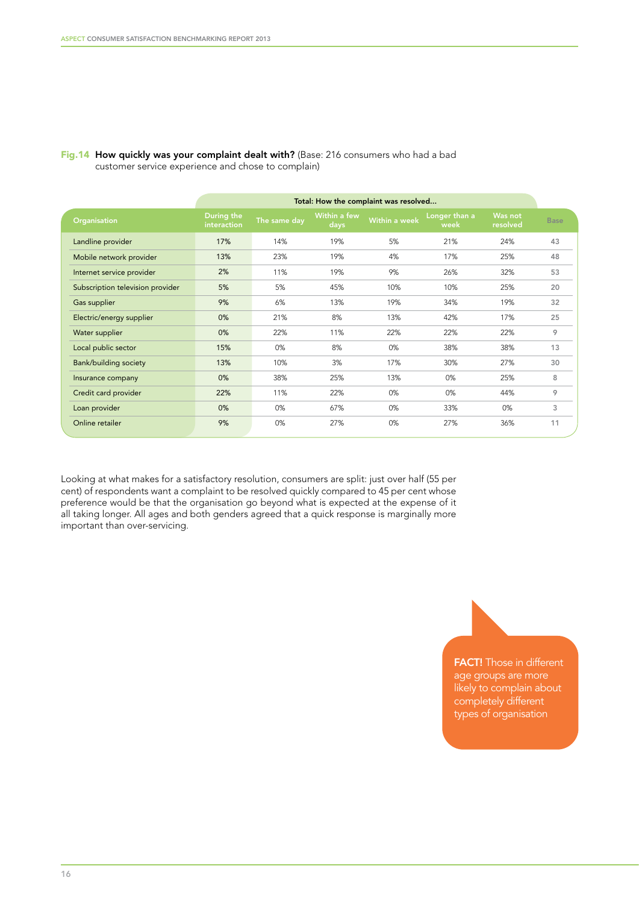**Fig.14 How quickly was your complaint dealt with?** (Base: 216 consumers who had a bad customer service experience and chose to complain)

| Organisation | Total: How the complaint was resolved... | | | | | | Base |
|---|---|---|---|---|---|---|---|
| | During the interaction | The same day | Within a few days | Within a week | Longer than a week | Was not resolved | |
| Landline provider | 17% | 14% | 19% | 5% | 21% | 24% | 43 |
| Mobile network provider | 13% | 23% | 19% | 4% | 17% | 25% | 48 |
| Internet service provider | 2% | 11% | 19% | 9% | 26% | 32% | 53 |
| Subscription television provider | 5% | 5% | 45% | 10% | 10% | 25% | 20 |
| Gas supplier | 9% | 6% | 13% | 19% | 34% | 19% | 32 |
| Electric/energy supplier | 0% | 21% | 8% | 13% | 42% | 17% | 25 |
| Water supplier | 0% | 22% | 11% | 22% | 22% | 22% | 9 |
| Local public sector | 15% | 0% | 8% | 0% | 38% | 38% | 13 |
| Bank/building society | 13% | 10% | 3% | 17% | 30% | 27% | 30 |
| Insurance company | 0% | 38% | 25% | 13% | 0% | 25% | 8 |
| Credit card provider | 22% | 11% | 22% | 0% | 0% | 44% | 9 |
| Loan provider | 0% | 0% | 67% | 0% | 33% | 0% | 3 |
| Online retailer | 9% | 0% | 27% | 0% | 27% | 36% | 11 |

Looking at what makes for a satisfactory resolution, consumers are split: just over half (55 per cent) of respondents want a complaint to be resolved quickly compared to 45 per cent whose preference would be that the organisation go beyond what is expected at the expense of it all taking longer. All ages and both genders agreed that a quick response is marginally more important than over-servicing.

**FACT!** Those in different age groups are more likely to complain about completely different types of organisation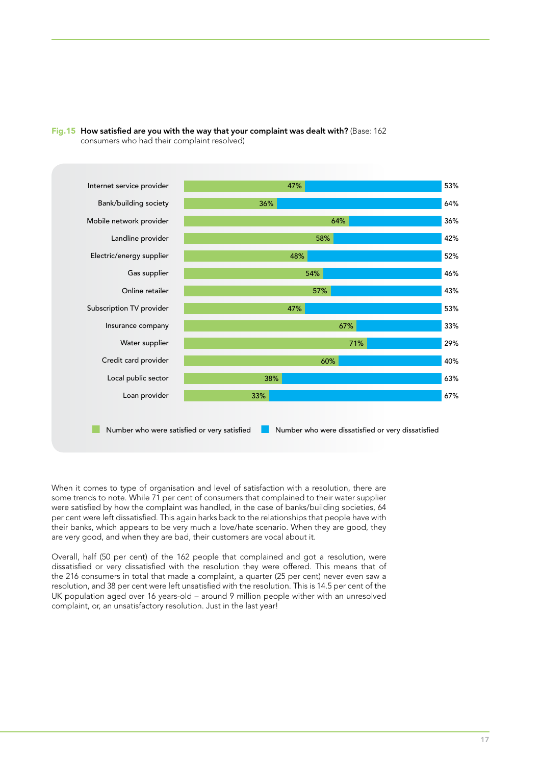**Fig.15 How satisfied are you with the way that your complaint was dealt with?** (Base: 162 consumers who had their complaint resolved)

| | Number who were satisfied or very satisfied | Number who were dissatisfied or very dissatisfied |
|---|---|---|
| Internet service provider | 47% | 53% |
| Bank/building society | 36% | 64% |
| Mobile network provider | 64% | 36% |
| Landline provider | 58% | 42% |
| Electric/energy supplier | 48% | 52% |
| Gas supplier | 54% | 46% |
| Online retailer | 57% | 43% |
| Subscription TV provider | 47% | 53% |
| Insurance company | 67% | 33% |
| Water supplier | 71% | 29% |
| Credit card provider | 60% | 40% |
| Local public sector | 38% | 63% |
| Loan provider | 33% | 67% |

When it comes to type of organisation and level of satisfaction with a resolution, there are some trends to note. While 71 per cent of consumers that complained to their water supplier were satisfied by how the complaint was handled, in the case of banks/building societies, 64 per cent were left dissatisfied. This again harks back to the relationships that people have with their banks, which appears to be very much a love/hate scenario. When they are good, they are very good, and when they are bad, their customers are vocal about it.

Overall, half (50 per cent) of the 162 people that complained and got a resolution, were dissatisfied or very dissatisfied with the resolution they were offered. This means that of the 216 consumers in total that made a complaint, a quarter (25 per cent) never even saw a resolution, and 38 per cent were left unsatisfied with the resolution. This is 14.5 per cent of the UK population aged over 16 years-old – around 9 million people wither with an unresolved complaint, or, an unsatisfactory resolution. Just in the last year!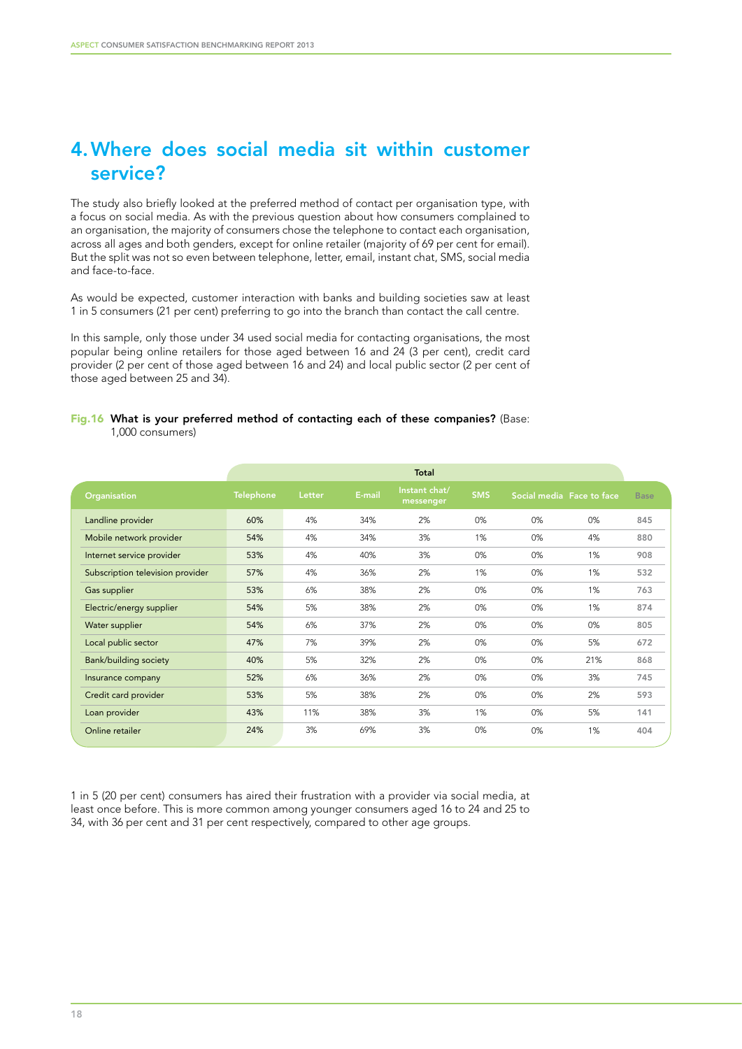## 4. Where does social media sit within customer service?

The study also briefly looked at the preferred method of contact per organisation type, with a focus on social media. As with the previous question about how consumers complained to an organisation, the majority of consumers chose the telephone to contact each organisation, across all ages and both genders, except for online retailer (majority of 69 per cent for email). But the split was not so even between telephone, letter, email, instant chat, SMS, social media and face-to-face.

As would be expected, customer interaction with banks and building societies saw at least 1 in 5 consumers (21 per cent) preferring to go into the branch than contact the call centre.

In this sample, only those under 34 used social media for contacting organisations, the most popular being online retailers for those aged between 16 and 24 (3 per cent), credit card provider (2 per cent of those aged between 16 and 24) and local public sector (2 per cent of those aged between 25 and 34).

**Fig.16 What is your preferred method of contacting each of these companies?** (Base: 1,000 consumers)

| | Total | | | | | | | |
|---|---|---|---|---|---|---|---|---|
| Organisation | Telephone | Letter | E-mail | Instant chat/ messenger | SMS | Social media | Face to face | Base |
| Landline provider | 60% | 4% | 34% | 2% | 0% | 0% | 0% | 845 |
| Mobile network provider | 54% | 4% | 34% | 3% | 1% | 0% | 4% | 880 |
| Internet service provider | 53% | 4% | 40% | 3% | 0% | 0% | 1% | 908 |
| Subscription television provider | 57% | 4% | 36% | 2% | 1% | 0% | 1% | 532 |
| Gas supplier | 53% | 6% | 38% | 2% | 0% | 0% | 1% | 763 |
| Electric/energy supplier | 54% | 5% | 38% | 2% | 0% | 0% | 1% | 874 |
| Water supplier | 54% | 6% | 37% | 2% | 0% | 0% | 0% | 805 |
| Local public sector | 47% | 7% | 39% | 2% | 0% | 0% | 5% | 672 |
| Bank/building society | 40% | 5% | 32% | 2% | 0% | 0% | 21% | 868 |
| Insurance company | 52% | 6% | 36% | 2% | 0% | 0% | 3% | 745 |
| Credit card provider | 53% | 5% | 38% | 2% | 0% | 0% | 2% | 593 |
| Loan provider | 43% | 11% | 38% | 3% | 1% | 0% | 5% | 141 |
| Online retailer | 24% | 3% | 69% | 3% | 0% | 0% | 1% | 404 |

1 in 5 (20 per cent) consumers has aired their frustration with a provider via social media, at least once before. This is more common among younger consumers aged 16 to 24 and 25 to 34, with 36 per cent and 31 per cent respectively, compared to other age groups.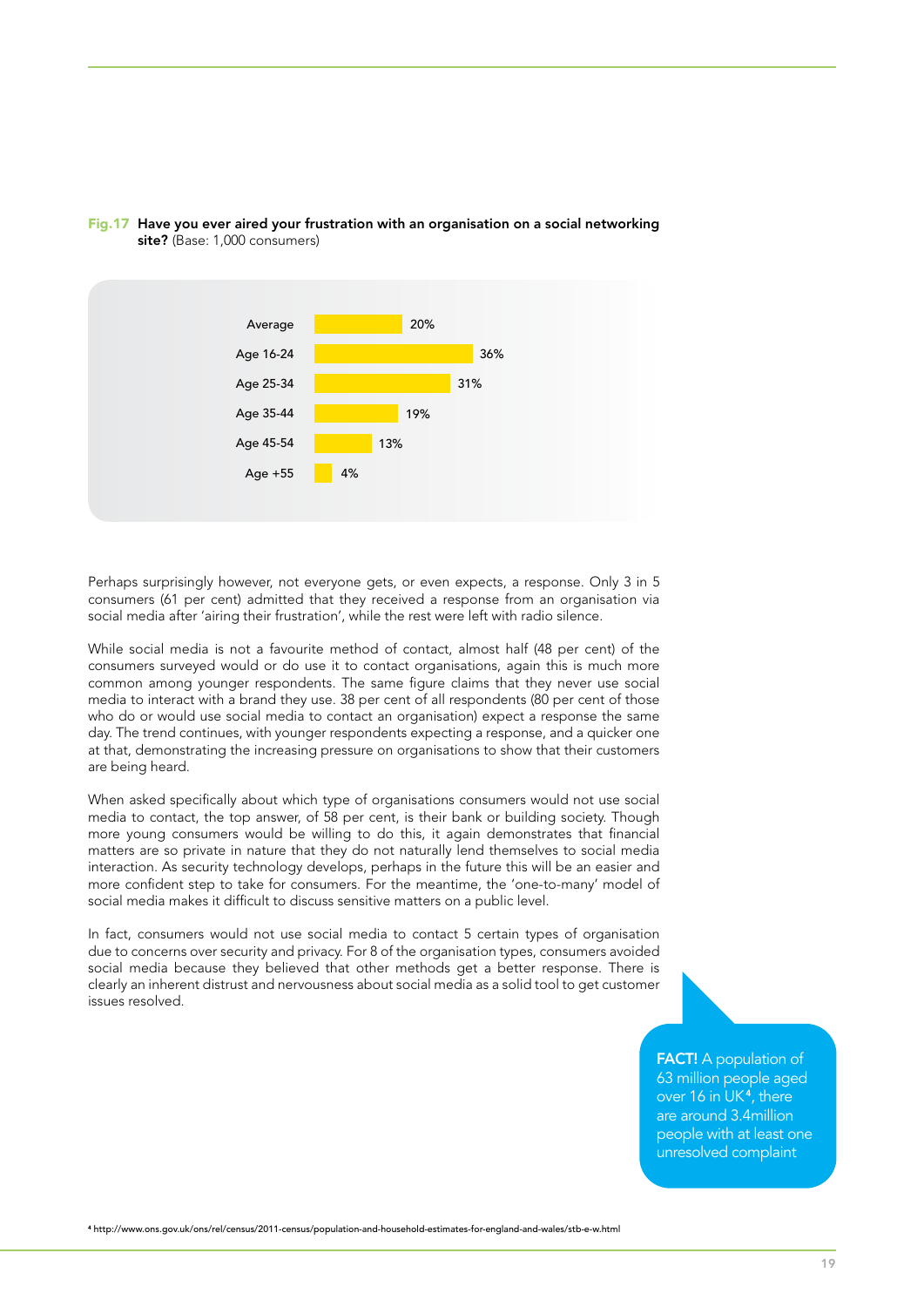**Fig.17 Have you ever aired your frustration with an organisation on a social networking site?** (Base: 1,000 consumers)

| | % |
|---|---|
| Average | 20% |
| Age 16-24 | 36% |
| Age 25-34 | 31% |
| Age 35-44 | 19% |
| Age 45-54 | 13% |
| Age +55 | 4% |

Perhaps surprisingly however, not everyone gets, or even expects, a response. Only 3 in 5 consumers (61 per cent) admitted that they received a response from an organisation via social media after 'airing their frustration', while the rest were left with radio silence.

While social media is not a favourite method of contact, almost half (48 per cent) of the consumers surveyed would or do use it to contact organisations, again this is much more common among younger respondents. The same figure claims that they never use social media to interact with a brand they use. 38 per cent of all respondents (80 per cent of those who do or would use social media to contact an organisation) expect a response the same day. The trend continues, with younger respondents expecting a response, and a quicker one at that, demonstrating the increasing pressure on organisations to show that their customers are being heard.

When asked specifically about which type of organisations consumers would not use social media to contact, the top answer, of 58 per cent, is their bank or building society. Though more young consumers would be willing to do this, it again demonstrates that financial matters are so private in nature that they do not naturally lend themselves to social media interaction. As security technology develops, perhaps in the future this will be an easier and more confident step to take for consumers. For the meantime, the 'one-to-many' model of social media makes it difficult to discuss sensitive matters on a public level.

In fact, consumers would not use social media to contact 5 certain types of organisation due to concerns over security and privacy. For 8 of the organisation types, consumers avoided social media because they believed that other methods get a better response. There is clearly an inherent distrust and nervousness about social media as a solid tool to get customer issues resolved.

**FACT!** A population of 63 million people aged over 16 in UK[4], there are around 3.4million people with at least one unresolved complaint

[4] http://www.ons.gov.uk/ons/rel/census/2011-census/population-and-household-estimates-for-england-and-wales/stb-e-w.html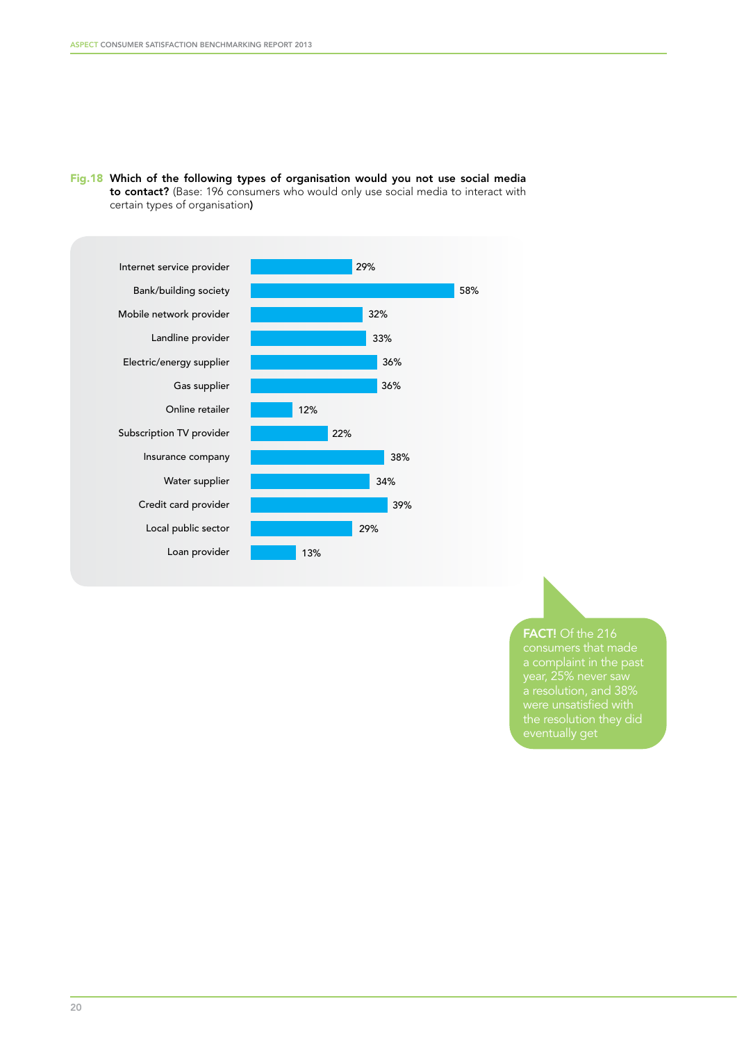**Fig.18 Which of the following types of organisation would you not use social media to contact?** (Base: 196 consumers who would only use social media to interact with certain types of organisation**)**

| Organisation type | % |
|---|---|
| Internet service provider | 29% |
| Bank/building society | 58% |
| Mobile network provider | 32% |
| Landline provider | 33% |
| Electric/energy supplier | 36% |
| Gas supplier | 36% |
| Online retailer | 12% |
| Subscription TV provider | 22% |
| Insurance company | 38% |
| Water supplier | 34% |
| Credit card provider | 39% |
| Local public sector | 29% |
| Loan provider | 13% |

**FACT!** Of the 216 consumers that made a complaint in the past year, 25% never saw a resolution, and 38% were unsatisfied with the resolution they did eventually get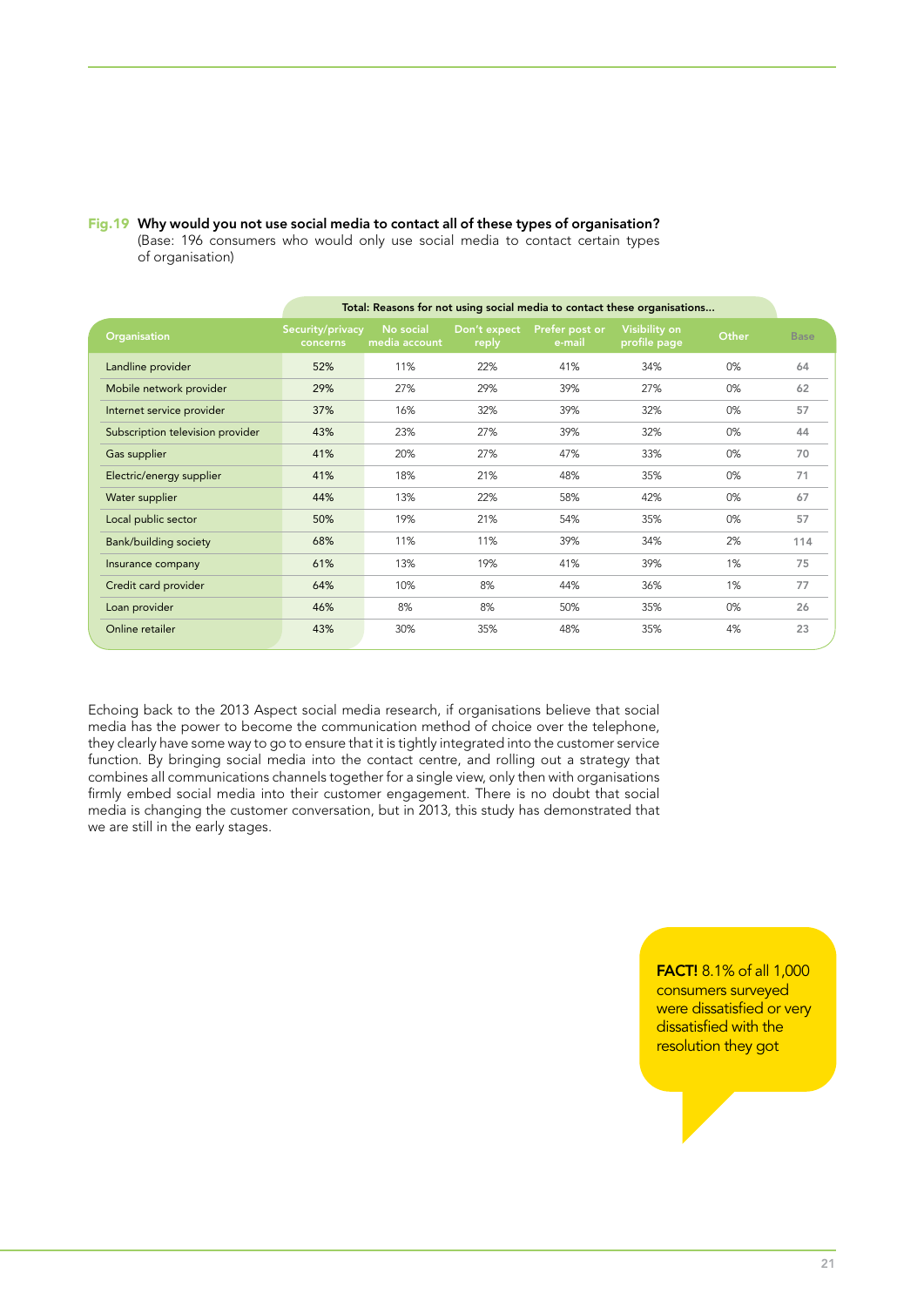**Fig.19 Why would you not use social media to contact all of these types of organisation?**
(Base: 196 consumers who would only use social media to contact certain types of organisation)

| | Total: Reasons for not using social media to contact these organisations... | | | | | | |
|---|---|---|---|---|---|---|---|
| Organisation | Security/privacy concerns | No social media account | Don't expect reply | Prefer post or e-mail | Visibility on profile page | Other | Base |
| Landline provider | 52% | 11% | 22% | 41% | 34% | 0% | 64 |
| Mobile network provider | 29% | 27% | 29% | 39% | 27% | 0% | 62 |
| Internet service provider | 37% | 16% | 32% | 39% | 32% | 0% | 57 |
| Subscription television provider | 43% | 23% | 27% | 39% | 32% | 0% | 44 |
| Gas supplier | 41% | 20% | 27% | 47% | 33% | 0% | 70 |
| Electric/energy supplier | 41% | 18% | 21% | 48% | 35% | 0% | 71 |
| Water supplier | 44% | 13% | 22% | 58% | 42% | 0% | 67 |
| Local public sector | 50% | 19% | 21% | 54% | 35% | 0% | 57 |
| Bank/building society | 68% | 11% | 11% | 39% | 34% | 2% | 114 |
| Insurance company | 61% | 13% | 19% | 41% | 39% | 1% | 75 |
| Credit card provider | 64% | 10% | 8% | 44% | 36% | 1% | 77 |
| Loan provider | 46% | 8% | 8% | 50% | 35% | 0% | 26 |
| Online retailer | 43% | 30% | 35% | 48% | 35% | 4% | 23 |

Echoing back to the 2013 Aspect social media research, if organisations believe that social media has the power to become the communication method of choice over the telephone, they clearly have some way to go to ensure that it is tightly integrated into the customer service function. By bringing social media into the contact centre, and rolling out a strategy that combines all communications channels together for a single view, only then with organisations firmly embed social media into their customer engagement. There is no doubt that social media is changing the customer conversation, but in 2013, this study has demonstrated that we are still in the early stages.

**FACT!** 8.1% of all 1,000 consumers surveyed were dissatisfied or very dissatisfied with the resolution they got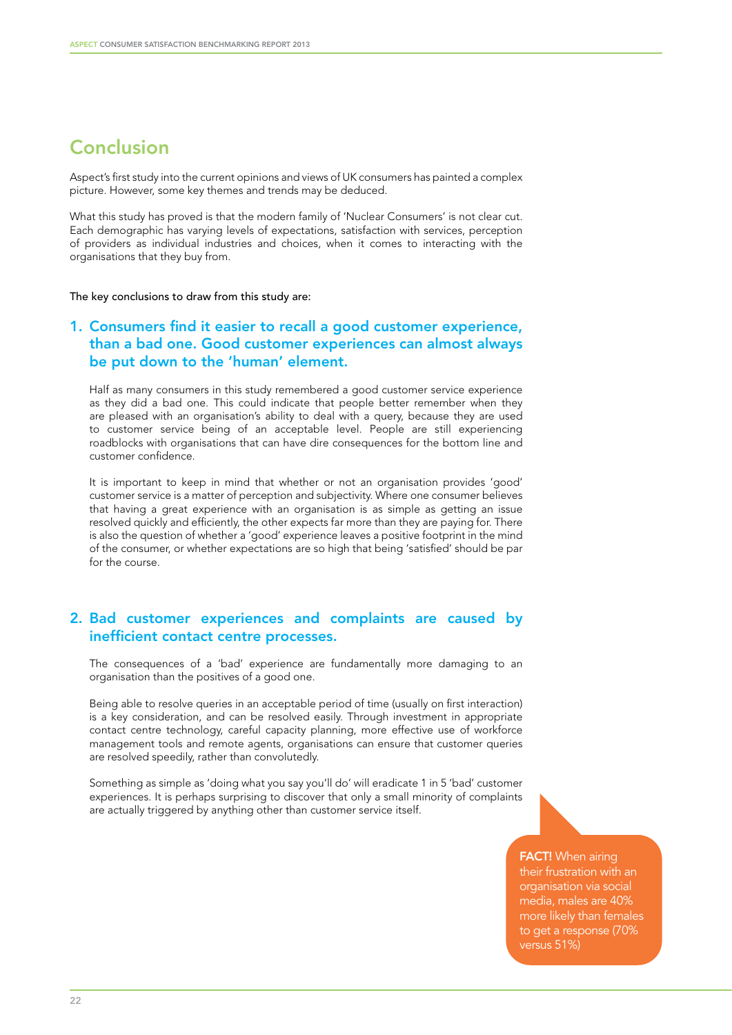# Conclusion

Aspect's first study into the current opinions and views of UK consumers has painted a complex picture. However, some key themes and trends may be deduced.

What this study has proved is that the modern family of 'Nuclear Consumers' is not clear cut. Each demographic has varying levels of expectations, satisfaction with services, perception of providers as individual industries and choices, when it comes to interacting with the organisations that they buy from.

The key conclusions to draw from this study are:

## 1. Consumers find it easier to recall a good customer experience, than a bad one. Good customer experiences can almost always be put down to the 'human' element.

Half as many consumers in this study remembered a good customer service experience as they did a bad one. This could indicate that people better remember when they are pleased with an organisation's ability to deal with a query, because they are used to customer service being of an acceptable level. People are still experiencing roadblocks with organisations that can have dire consequences for the bottom line and customer confidence.

It is important to keep in mind that whether or not an organisation provides 'good' customer service is a matter of perception and subjectivity. Where one consumer believes that having a great experience with an organisation is as simple as getting an issue resolved quickly and efficiently, the other expects far more than they are paying for. There is also the question of whether a 'good' experience leaves a positive footprint in the mind of the consumer, or whether expectations are so high that being 'satisfied' should be par for the course.

## 2. Bad customer experiences and complaints are caused by inefficient contact centre processes.

The consequences of a 'bad' experience are fundamentally more damaging to an organisation than the positives of a good one.

Being able to resolve queries in an acceptable period of time (usually on first interaction) is a key consideration, and can be resolved easily. Through investment in appropriate contact centre technology, careful capacity planning, more effective use of workforce management tools and remote agents, organisations can ensure that customer queries are resolved speedily, rather than convolutedly.

Something as simple as 'doing what you say you'll do' will eradicate 1 in 5 'bad' customer experiences. It is perhaps surprising to discover that only a small minority of complaints are actually triggered by anything other than customer service itself.

**FACT!** When airing their frustration with an organisation via social media, males are 40% more likely than females to get a response (70% versus 51%)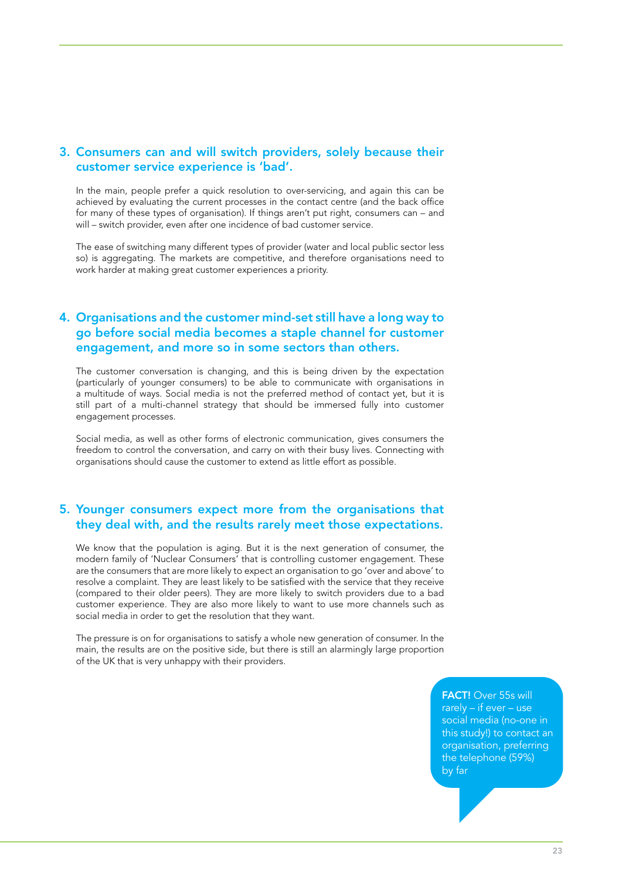### 3. Consumers can and will switch providers, solely because their customer service experience is 'bad'.

In the main, people prefer a quick resolution to over-servicing, and again this can be achieved by evaluating the current processes in the contact centre (and the back office for many of these types of organisation). If things aren't put right, consumers can – and will – switch provider, even after one incidence of bad customer service.

The ease of switching many different types of provider (water and local public sector less so) is aggregating. The markets are competitive, and therefore organisations need to work harder at making great customer experiences a priority.

### 4. Organisations and the customer mind-set still have a long way to go before social media becomes a staple channel for customer engagement, and more so in some sectors than others.

The customer conversation is changing, and this is being driven by the expectation (particularly of younger consumers) to be able to communicate with organisations in a multitude of ways. Social media is not the preferred method of contact yet, but it is still part of a multi-channel strategy that should be immersed fully into customer engagement processes.

Social media, as well as other forms of electronic communication, gives consumers the freedom to control the conversation, and carry on with their busy lives. Connecting with organisations should cause the customer to extend as little effort as possible.

### 5. Younger consumers expect more from the organisations that they deal with, and the results rarely meet those expectations.

We know that the population is aging. But it is the next generation of consumer, the modern family of 'Nuclear Consumers' that is controlling customer engagement. These are the consumers that are more likely to expect an organisation to go 'over and above' to resolve a complaint. They are least likely to be satisfied with the service that they receive (compared to their older peers). They are more likely to switch providers due to a bad customer experience. They are also more likely to want to use more channels such as social media in order to get the resolution that they want.

The pressure is on for organisations to satisfy a whole new generation of consumer. In the main, the results are on the positive side, but there is still an alarmingly large proportion of the UK that is very unhappy with their providers.

**FACT!** Over 55s will rarely – if ever – use social media (no-one in this study!) to contact an organisation, preferring the telephone (59%) by far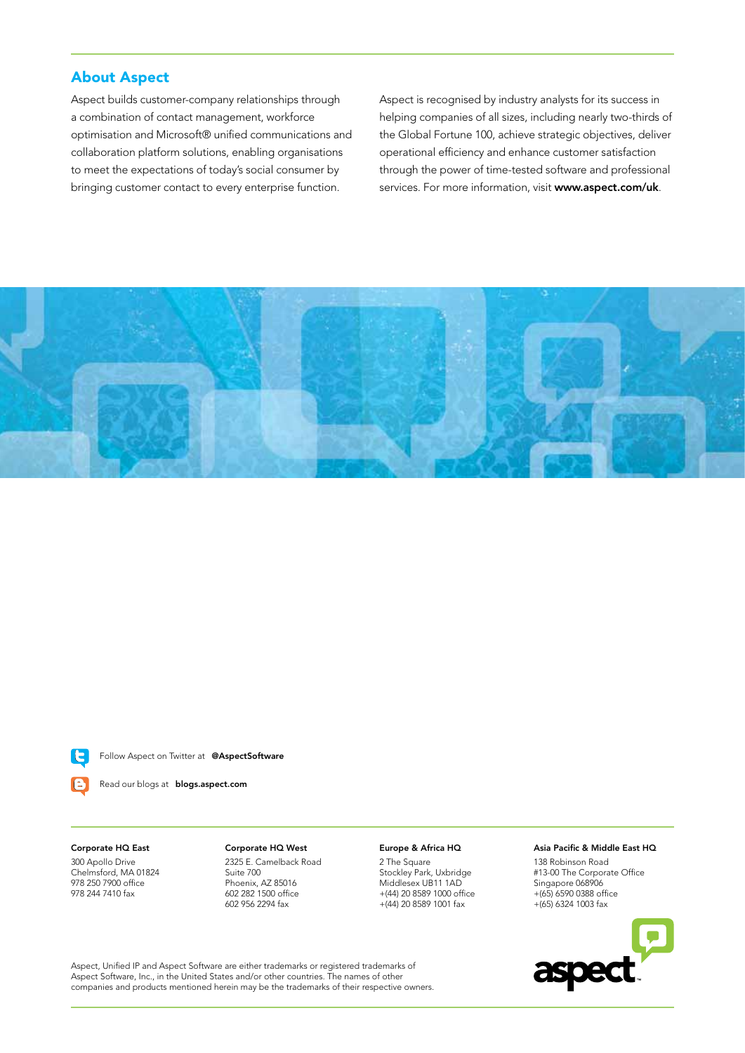## About Aspect

Aspect builds customer-company relationships through a combination of contact management, workforce optimisation and Microsoft® unified communications and collaboration platform solutions, enabling organisations to meet the expectations of today's social consumer by bringing customer contact to every enterprise function.

Aspect is recognised by industry analysts for its success in helping companies of all sizes, including nearly two-thirds of the Global Fortune 100, achieve strategic objectives, deliver operational efficiency and enhance customer satisfaction through the power of time-tested software and professional services. For more information, visit **www.aspect.com/uk**.

Follow Aspect on Twitter at **@AspectSoftware**

Read our blogs at **blogs.aspect.com**

**Corporate HQ East**
300 Apollo Drive
Chelmsford, MA 01824
978 250 7900 office
978 244 7410 fax

**Corporate HQ West**
2325 E. Camelback Road
Suite 700
Phoenix, AZ 85016
602 282 1500 office
602 956 2294 fax

**Europe & Africa HQ**
2 The Square
Stockley Park, Uxbridge
Middlesex UB11 1AD
+(44) 20 8589 1000 office
+(44) 20 8589 1001 fax

**Asia Pacific & Middle East HQ**
138 Robinson Road
#13-00 The Corporate Office
Singapore 068906
+(65) 6590 0388 office
+(65) 6324 1003 fax

Aspect, Unified IP and Aspect Software are either trademarks or registered trademarks of Aspect Software, Inc., in the United States and/or other countries. The names of other companies and products mentioned herein may be the trademarks of their respective owners.